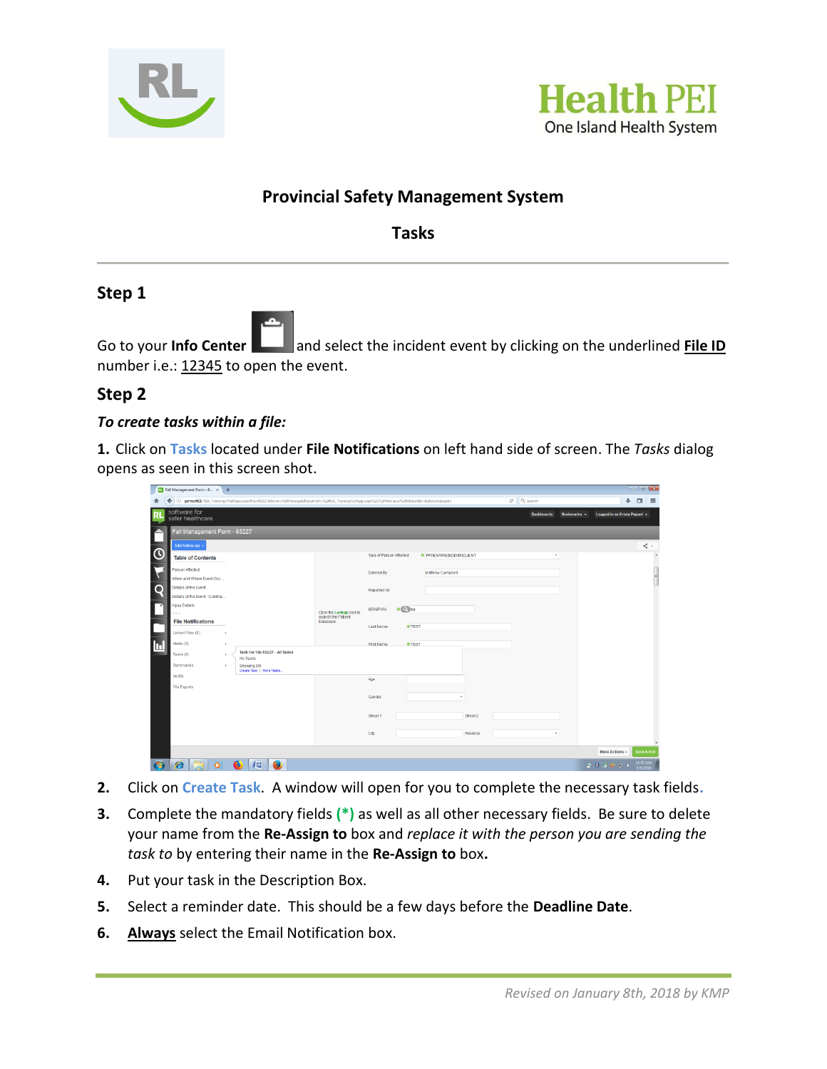## Provincial Safety Management System

## Tasks

### Step 1

Go to your **Info Center** and select the incident event by clicking on the underlined **File ID** number i.e.: 12345 to open the event.

### Step 2

***To create tasks within a file:***

**1.** Click on Tasks located under **File Notifications** on left hand side of screen. The *Tasks* dialog opens as seen in this screen shot.

**2.** Click on Create Task. A window will open for you to complete the necessary task fields.

**3.** Complete the mandatory fields **(*)** as well as all other necessary fields. Be sure to delete your name from the **Re-Assign to** box and *replace it with the person you are sending the task to* by entering their name in the **Re-Assign to** box**.**

**4.** Put your task in the Description Box.

**5.** Select a reminder date. This should be a few days before the **Deadline Date**.

**6.** **Always** select the Email Notification box.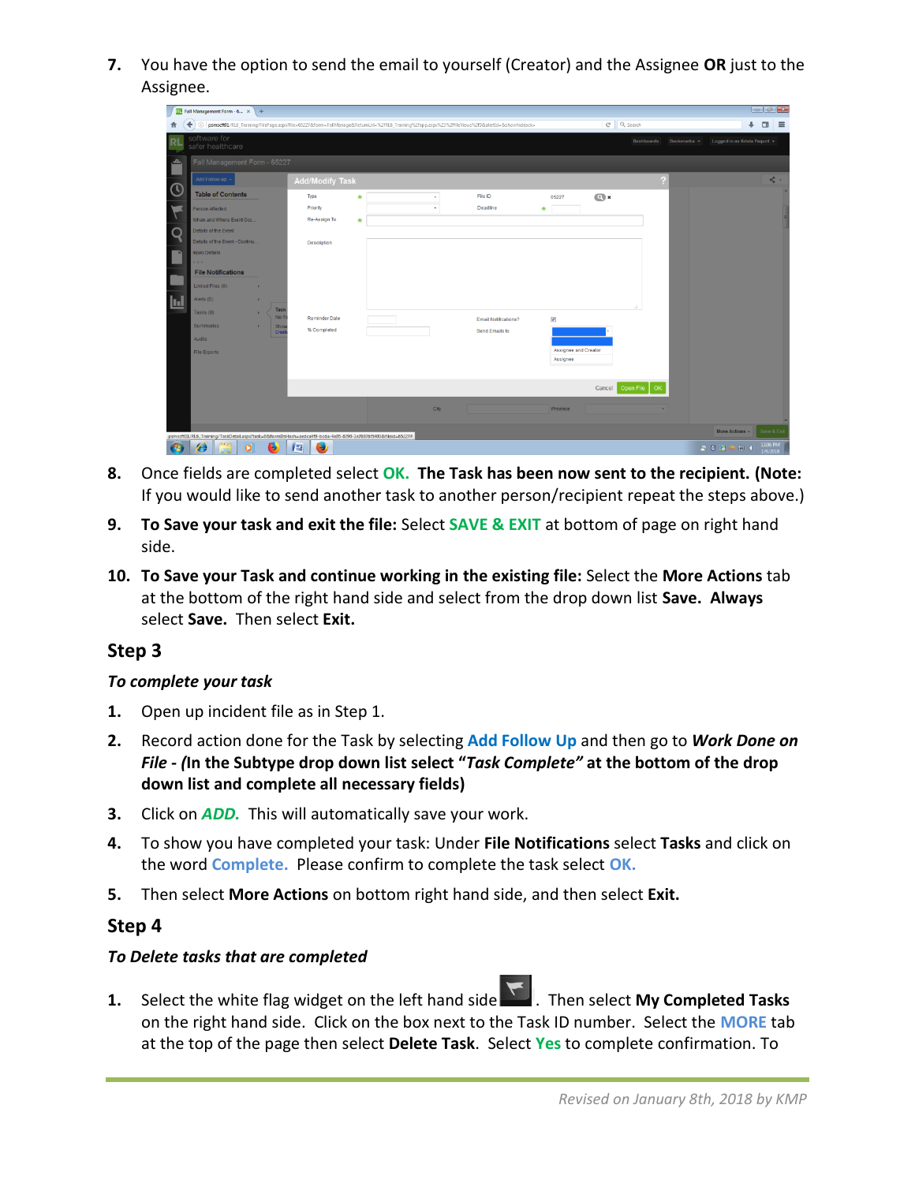7. You have the option to send the email to yourself (Creator) and the Assignee **OR** just to the Assignee.

8. Once fields are completed select **OK. The Task has been now sent to the recipient. (Note:** If you would like to send another task to another person/recipient repeat the steps above.)

9. **To Save your task and exit the file:** Select **SAVE & EXIT** at bottom of page on right hand side.

10. **To Save your Task and continue working in the existing file:** Select the **More Actions** tab at the bottom of the right hand side and select from the drop down list **Save. Always** select **Save.** Then select **Exit.**

## Step 3

***To complete your task***

1. Open up incident file as in Step 1.

2. Record action done for the Task by selecting **Add Follow Up** and then go to ***Work Done on File - (*****In the Subtype drop down list select "*****Task Complete"*** **at the bottom of the drop down list and complete all necessary fields)**

3. Click on ***ADD.*** This will automatically save your work.

4. To show you have completed your task: Under **File Notifications** select **Tasks** and click on the word **Complete.** Please confirm to complete the task select **OK.**

5. Then select **More Actions** on bottom right hand side, and then select **Exit.**

## Step 4

***To Delete tasks that are completed***

1. Select the white flag widget on the left hand side . Then select **My Completed Tasks** on the right hand side. Click on the box next to the Task ID number. Select the **MORE** tab at the top of the page then select **Delete Task**. Select **Yes** to complete confirmation. To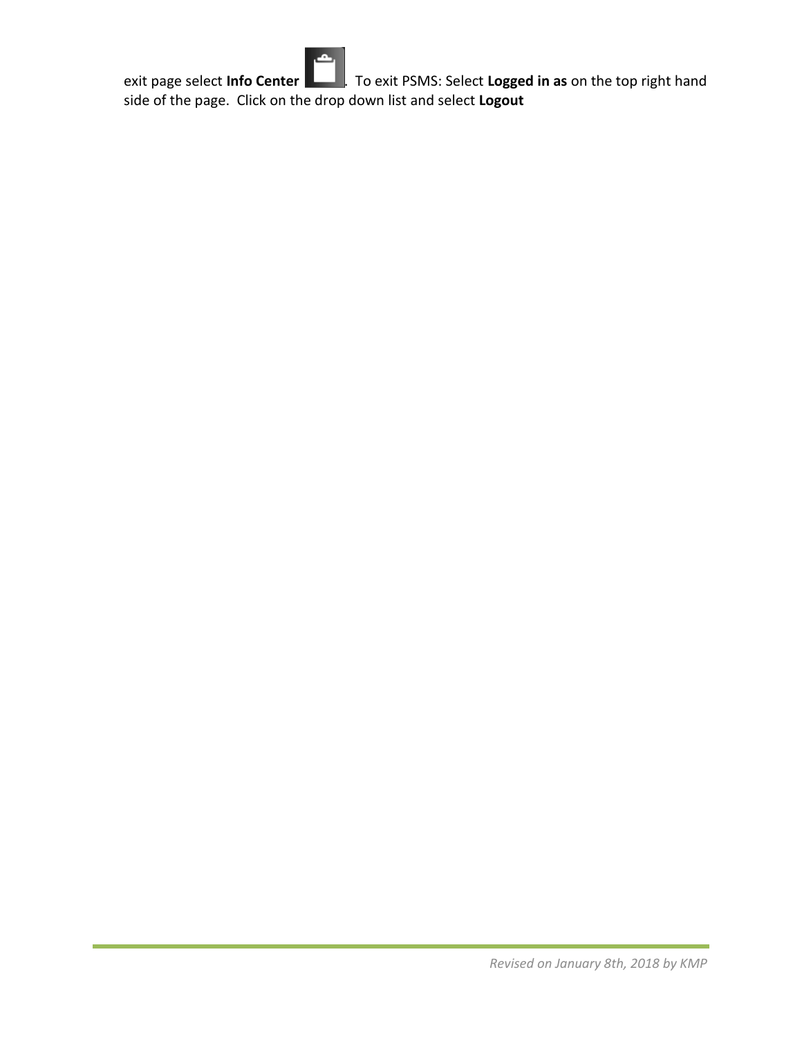exit page select **Info Center** . To exit PSMS: Select **Logged in as** on the top right hand side of the page. Click on the drop down list and select **Logout**